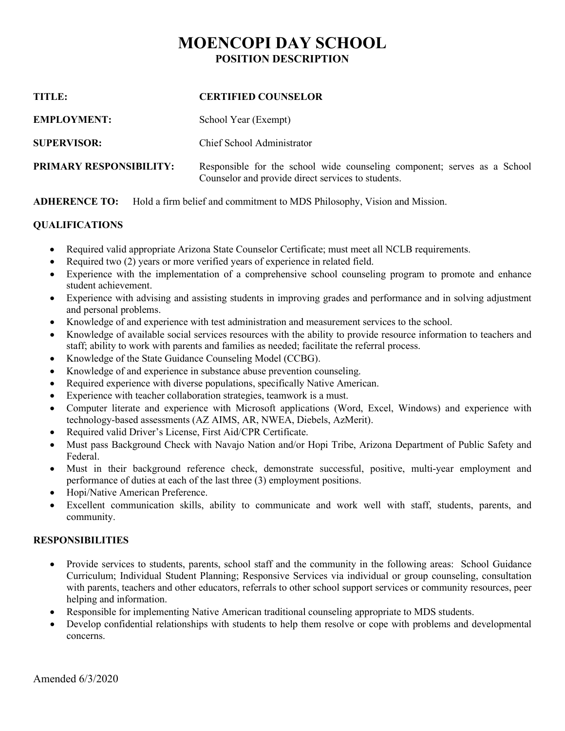# MOENCOPI DAY SCHOOL

## POSITION DESCRIPTION

**TITLE:** **CERTIFIED COUNSELOR**

**EMPLOYMENT:** School Year (Exempt)

**SUPERVISOR:** Chief School Administrator

**PRIMARY RESPONSIBILITY:** Responsible for the school wide counseling component; serves as a School Counselor and provide direct services to students.

**ADHERENCE TO:** Hold a firm belief and commitment to MDS Philosophy, Vision and Mission.

### QUALIFICATIONS

- Required valid appropriate Arizona State Counselor Certificate; must meet all NCLB requirements.
- Required two (2) years or more verified years of experience in related field.
- Experience with the implementation of a comprehensive school counseling program to promote and enhance student achievement.
- Experience with advising and assisting students in improving grades and performance and in solving adjustment and personal problems.
- Knowledge of and experience with test administration and measurement services to the school.
- Knowledge of available social services resources with the ability to provide resource information to teachers and staff; ability to work with parents and families as needed; facilitate the referral process.
- Knowledge of the State Guidance Counseling Model (CCBG).
- Knowledge of and experience in substance abuse prevention counseling.
- Required experience with diverse populations, specifically Native American.
- Experience with teacher collaboration strategies, teamwork is a must.
- Computer literate and experience with Microsoft applications (Word, Excel, Windows) and experience with technology-based assessments (AZ AIMS, AR, NWEA, Diebels, AzMerit).
- Required valid Driver's License, First Aid/CPR Certificate.
- Must pass Background Check with Navajo Nation and/or Hopi Tribe, Arizona Department of Public Safety and Federal.
- Must in their background reference check, demonstrate successful, positive, multi-year employment and performance of duties at each of the last three (3) employment positions.
- Hopi/Native American Preference.
- Excellent communication skills, ability to communicate and work well with staff, students, parents, and community.

### RESPONSIBILITIES

- Provide services to students, parents, school staff and the community in the following areas: School Guidance Curriculum; Individual Student Planning; Responsive Services via individual or group counseling, consultation with parents, teachers and other educators, referrals to other school support services or community resources, peer helping and information.
- Responsible for implementing Native American traditional counseling appropriate to MDS students.
- Develop confidential relationships with students to help them resolve or cope with problems and developmental concerns.

Amended 6/3/2020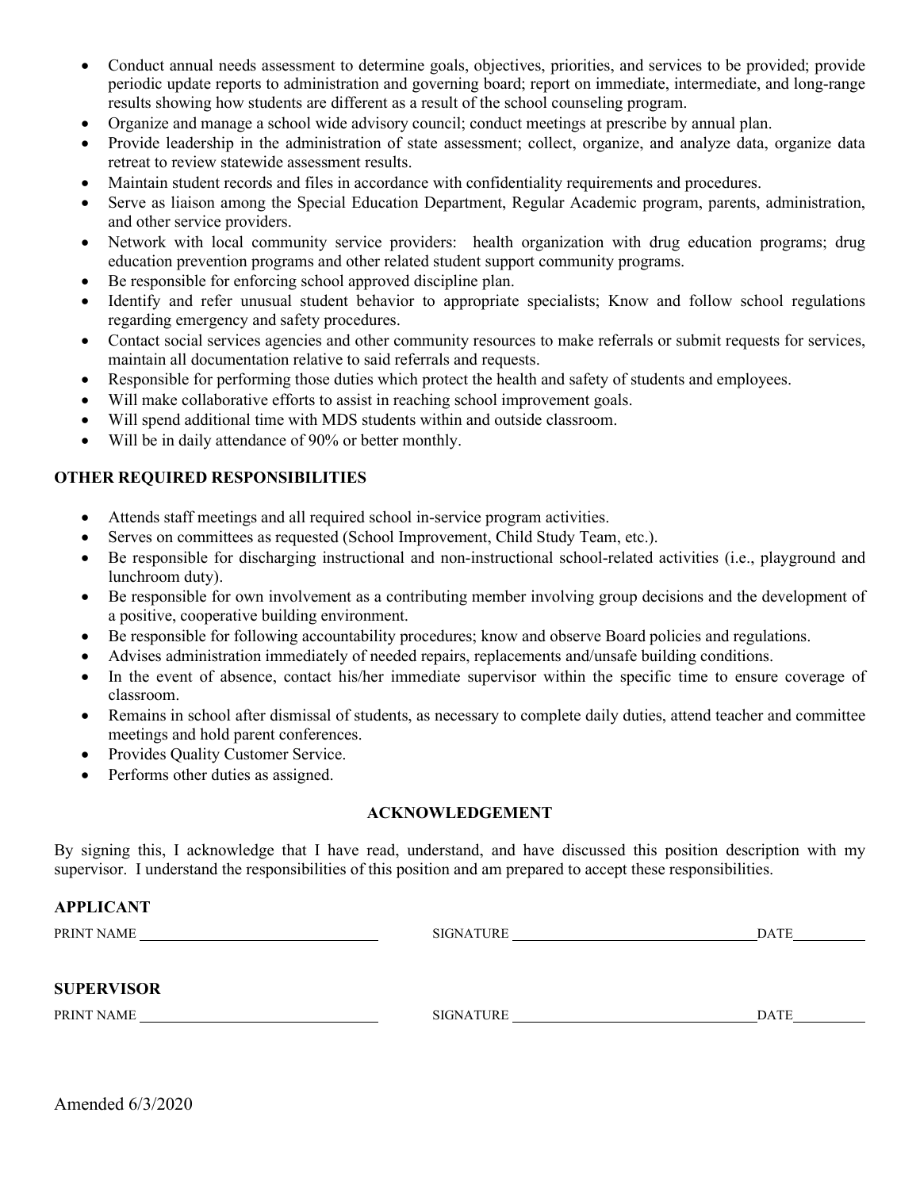- Conduct annual needs assessment to determine goals, objectives, priorities, and services to be provided; provide periodic update reports to administration and governing board; report on immediate, intermediate, and long-range results showing how students are different as a result of the school counseling program.
- Organize and manage a school wide advisory council; conduct meetings at prescribe by annual plan.
- Provide leadership in the administration of state assessment; collect, organize, and analyze data, organize data retreat to review statewide assessment results.
- Maintain student records and files in accordance with confidentiality requirements and procedures.
- Serve as liaison among the Special Education Department, Regular Academic program, parents, administration, and other service providers.
- Network with local community service providers: health organization with drug education programs; drug education prevention programs and other related student support community programs.
- Be responsible for enforcing school approved discipline plan.
- Identify and refer unusual student behavior to appropriate specialists; Know and follow school regulations regarding emergency and safety procedures.
- Contact social services agencies and other community resources to make referrals or submit requests for services, maintain all documentation relative to said referrals and requests.
- Responsible for performing those duties which protect the health and safety of students and employees.
- Will make collaborative efforts to assist in reaching school improvement goals.
- Will spend additional time with MDS students within and outside classroom.
- Will be in daily attendance of 90% or better monthly.

**OTHER REQUIRED RESPONSIBILITIES**

- Attends staff meetings and all required school in-service program activities.
- Serves on committees as requested (School Improvement, Child Study Team, etc.).
- Be responsible for discharging instructional and non-instructional school-related activities (i.e., playground and lunchroom duty).
- Be responsible for own involvement as a contributing member involving group decisions and the development of a positive, cooperative building environment.
- Be responsible for following accountability procedures; know and observe Board policies and regulations.
- Advises administration immediately of needed repairs, replacements and/unsafe building conditions.
- In the event of absence, contact his/her immediate supervisor within the specific time to ensure coverage of classroom.
- Remains in school after dismissal of students, as necessary to complete daily duties, attend teacher and committee meetings and hold parent conferences.
- Provides Quality Customer Service.
- Performs other duties as assigned.

**ACKNOWLEDGEMENT**

By signing this, I acknowledge that I have read, understand, and have discussed this position description with my supervisor. I understand the responsibilities of this position and am prepared to accept these responsibilities.

**APPLICANT**

PRINT NAME ______________________ SIGNATURE ______________________ DATE __________

**SUPERVISOR**

PRINT NAME ______________________ SIGNATURE ______________________ DATE __________

Amended 6/3/2020